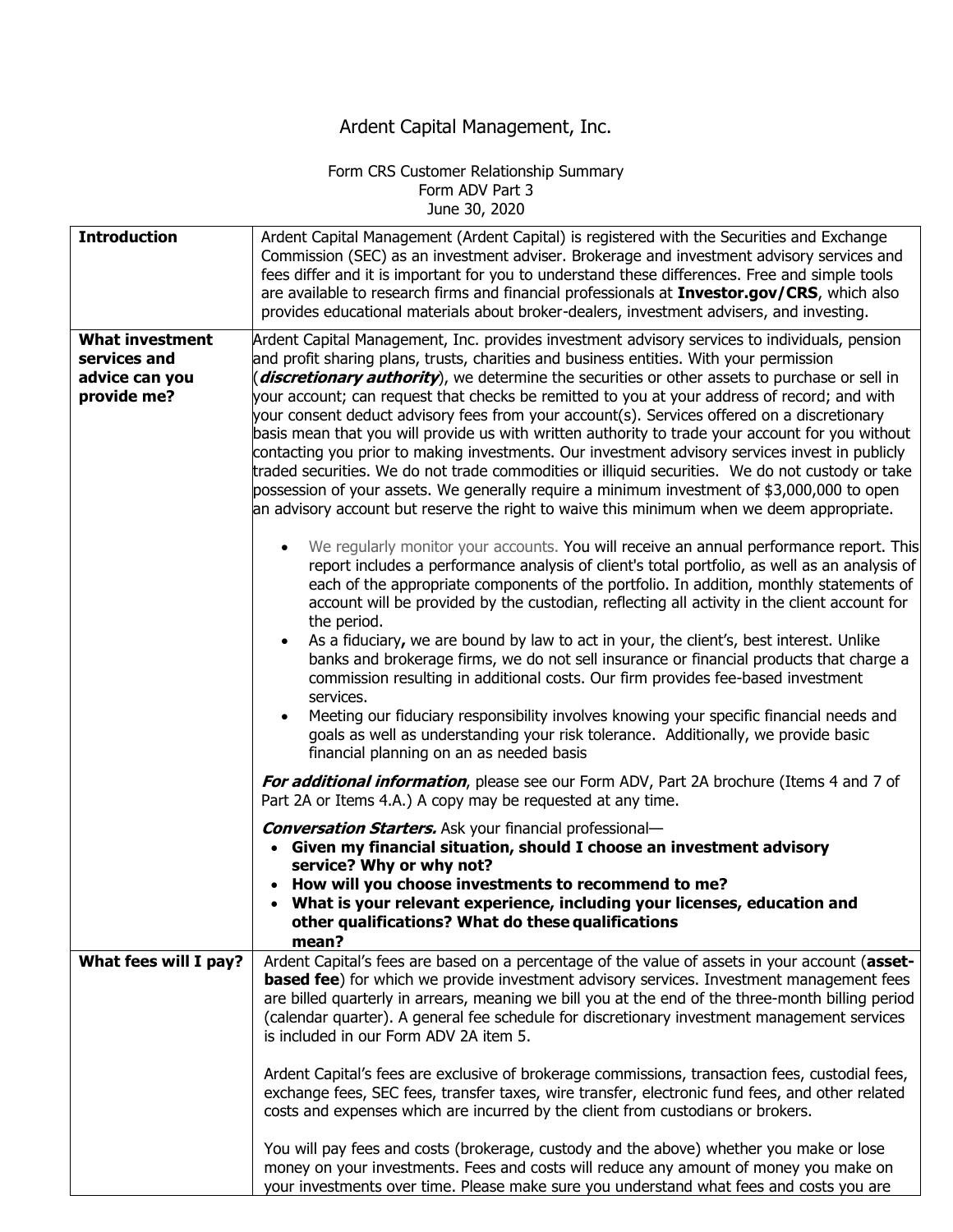# Ardent Capital Management, Inc.

Form CRS Customer Relationship Summary
Form ADV Part 3
June 30, 2020

| | |
|---|---|
| **Introduction** | Ardent Capital Management (Ardent Capital) is registered with the Securities and Exchange Commission (SEC) as an investment adviser. Brokerage and investment advisory services and fees differ and it is important for you to understand these differences. Free and simple tools are available to research firms and financial professionals at **Investor.gov/CRS**, which also provides educational materials about broker-dealers, investment advisers, and investing. |
| **What investment services and advice can you provide me?** | Ardent Capital Management, Inc. provides investment advisory services to individuals, pension and profit sharing plans, trusts, charities and business entities. With your permission (***discretionary authority***), we determine the securities or other assets to purchase or sell in your account; can request that checks be remitted to you at your address of record; and with your consent deduct advisory fees from your account(s). Services offered on a discretionary basis mean that you will provide us with written authority to trade your account for you without contacting you prior to making investments. Our investment advisory services invest in publicly traded securities. We do not trade commodities or illiquid securities. We do not custody or take possession of your assets. We generally require a minimum investment of $3,000,000 to open an advisory account but reserve the right to waive this minimum when we deem appropriate.<br><br>• We regularly monitor your accounts. You will receive an annual performance report. This report includes a performance analysis of client's total portfolio, as well as an analysis of each of the appropriate components of the portfolio. In addition, monthly statements of account will be provided by the custodian, reflecting all activity in the client account for the period.<br>• As a fiduciary**,** we are bound by law to act in your, the client's, best interest. Unlike banks and brokerage firms, we do not sell insurance or financial products that charge a commission resulting in additional costs. Our firm provides fee-based investment services.<br>• Meeting our fiduciary responsibility involves knowing your specific financial needs and goals as well as understanding your risk tolerance. Additionally, we provide basic financial planning on an as needed basis<br><br>***For additional information***, please see our Form ADV, Part 2A brochure (Items 4 and 7 of Part 2A or Items 4.A.) A copy may be requested at any time.<br><br>***Conversation Starters.*** Ask your financial professional—<br>• **Given my financial situation, should I choose an investment advisory service? Why or why not?**<br>• **How will you choose investments to recommend to me?**<br>• **What is your relevant experience, including your licenses, education and other qualifications? What do these qualifications mean?** |
| **What fees will I pay?** | Ardent Capital's fees are based on a percentage of the value of assets in your account (**asset-based fee**) for which we provide investment advisory services. Investment management fees are billed quarterly in arrears, meaning we bill you at the end of the three-month billing period (calendar quarter). A general fee schedule for discretionary investment management services is included in our Form ADV 2A item 5.<br><br>Ardent Capital's fees are exclusive of brokerage commissions, transaction fees, custodial fees, exchange fees, SEC fees, transfer taxes, wire transfer, electronic fund fees, and other related costs and expenses which are incurred by the client from custodians or brokers.<br><br>You will pay fees and costs (brokerage, custody and the above) whether you make or lose money on your investments. Fees and costs will reduce any amount of money you make on your investments over time. Please make sure you understand what fees and costs you are |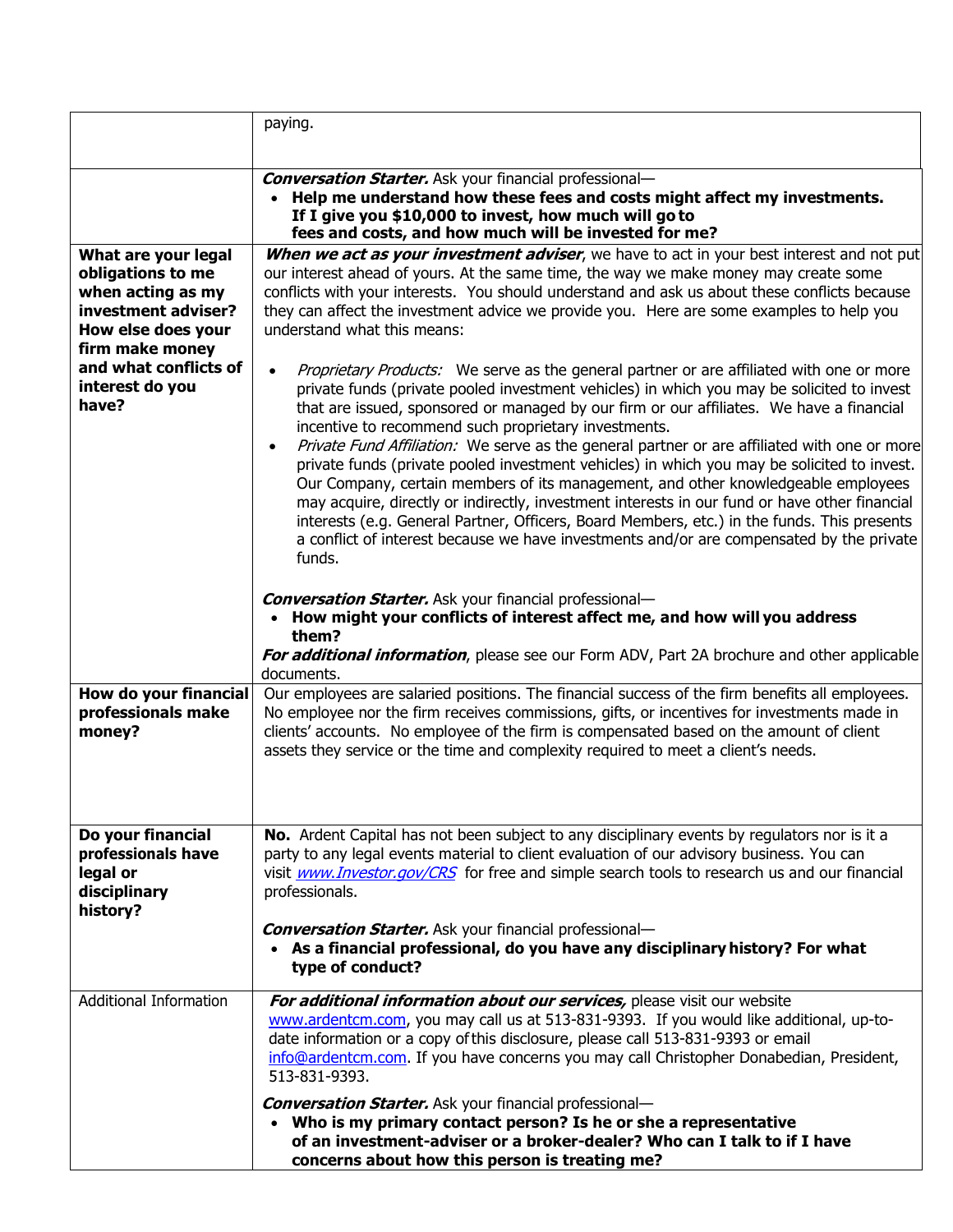| | |
|---|---|
| | paying. |
| | ***Conversation Starter.*** Ask your financial professional—<br>• **Help me understand how these fees and costs might affect my investments. If I give you $10,000 to invest, how much will go to fees and costs, and how much will be invested for me?** |
| **What are your legal obligations to me when acting as my investment adviser? How else does your firm make money and what conflicts of interest do you have?** | ***When we act as your investment adviser***, we have to act in your best interest and not put our interest ahead of yours. At the same time, the way we make money may create some conflicts with your interests. You should understand and ask us about these conflicts because they can affect the investment advice we provide you. Here are some examples to help you understand what this means:<br><br>• *Proprietary Products:* We serve as the general partner or are affiliated with one or more private funds (private pooled investment vehicles) in which you may be solicited to invest that are issued, sponsored or managed by our firm or our affiliates. We have a financial incentive to recommend such proprietary investments.<br>• *Private Fund Affiliation:* We serve as the general partner or are affiliated with one or more private funds (private pooled investment vehicles) in which you may be solicited to invest. Our Company, certain members of its management, and other knowledgeable employees may acquire, directly or indirectly, investment interests in our fund or have other financial interests (e.g. General Partner, Officers, Board Members, etc.) in the funds. This presents a conflict of interest because we have investments and/or are compensated by the private funds.<br><br>***Conversation Starter.*** Ask your financial professional—<br>• **How might your conflicts of interest affect me, and how will you address them?**<br>***For additional information***, please see our Form ADV, Part 2A brochure and other applicable documents. |
| **How do your financial professionals make money?** | Our employees are salaried positions. The financial success of the firm benefits all employees. No employee nor the firm receives commissions, gifts, or incentives for investments made in clients' accounts. No employee of the firm is compensated based on the amount of client assets they service or the time and complexity required to meet a client's needs. |
| **Do your financial professionals have legal or disciplinary history?** | **No.** Ardent Capital has not been subject to any disciplinary events by regulators nor is it a party to any legal events material to client evaluation of our advisory business. You can visit *www.Investor.gov/CRS* for free and simple search tools to research us and our financial professionals.<br><br>***Conversation Starter.*** Ask your financial professional—<br>• **As a financial professional, do you have any disciplinary history? For what type of conduct?** |
| Additional Information | ***For additional information about our services,*** please visit our website www.ardentcm.com, you may call us at 513-831-9393. If you would like additional, up-to-date information or a copy of this disclosure, please call 513-831-9393 or email info@ardentcm.com. If you have concerns you may call Christopher Donabedian, President, 513-831-9393.<br><br>***Conversation Starter.*** Ask your financial professional—<br>• **Who is my primary contact person? Is he or she a representative of an investment-adviser or a broker-dealer? Who can I talk to if I have concerns about how this person is treating me?** |